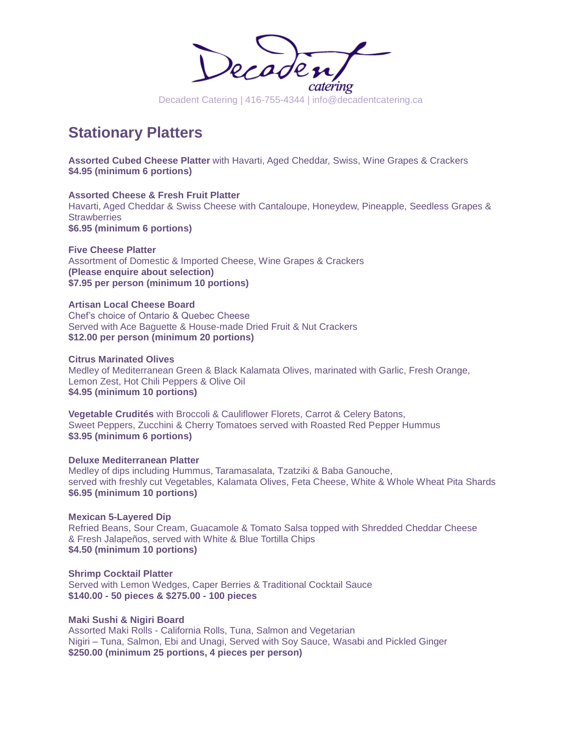Decadent catering

Decadent Catering | 416-755-4344 | info@decadentcatering.ca

## Stationary Platters

**Assorted Cubed Cheese Platter** with Havarti, Aged Cheddar, Swiss, Wine Grapes & Crackers
**$4.95 (minimum 6 portions)**

**Assorted Cheese & Fresh Fruit Platter**
Havarti, Aged Cheddar & Swiss Cheese with Cantaloupe, Honeydew, Pineapple, Seedless Grapes & Strawberries
**$6.95 (minimum 6 portions)**

**Five Cheese Platter**
Assortment of Domestic & Imported Cheese, Wine Grapes & Crackers
**(Please enquire about selection)**
**$7.95 per person (minimum 10 portions)**

**Artisan Local Cheese Board**
Chef's choice of Ontario & Quebec Cheese
Served with Ace Baguette & House-made Dried Fruit & Nut Crackers
**$12.00 per person (minimum 20 portions)**

**Citrus Marinated Olives**
Medley of Mediterranean Green & Black Kalamata Olives, marinated with Garlic, Fresh Orange, Lemon Zest, Hot Chili Peppers & Olive Oil
**$4.95 (minimum 10 portions)**

**Vegetable Crudités** with Broccoli & Cauliflower Florets, Carrot & Celery Batons, Sweet Peppers, Zucchini & Cherry Tomatoes served with Roasted Red Pepper Hummus
**$3.95 (minimum 6 portions)**

**Deluxe Mediterranean Platter**
Medley of dips including Hummus, Taramasalata, Tzatziki & Baba Ganouche, served with freshly cut Vegetables, Kalamata Olives, Feta Cheese, White & Whole Wheat Pita Shards
**$6.95 (minimum 10 portions)**

**Mexican 5-Layered Dip**
Refried Beans, Sour Cream, Guacamole & Tomato Salsa topped with Shredded Cheddar Cheese & Fresh Jalapeños, served with White & Blue Tortilla Chips
**$4.50 (minimum 10 portions)**

**Shrimp Cocktail Platter**
Served with Lemon Wedges, Caper Berries & Traditional Cocktail Sauce
**$140.00 - 50 pieces & $275.00 - 100 pieces**

**Maki Sushi & Nigiri Board**
Assorted Maki Rolls - California Rolls, Tuna, Salmon and Vegetarian
Nigiri – Tuna, Salmon, Ebi and Unagi, Served with Soy Sauce, Wasabi and Pickled Ginger
**$250.00 (minimum 25 portions, 4 pieces per person)**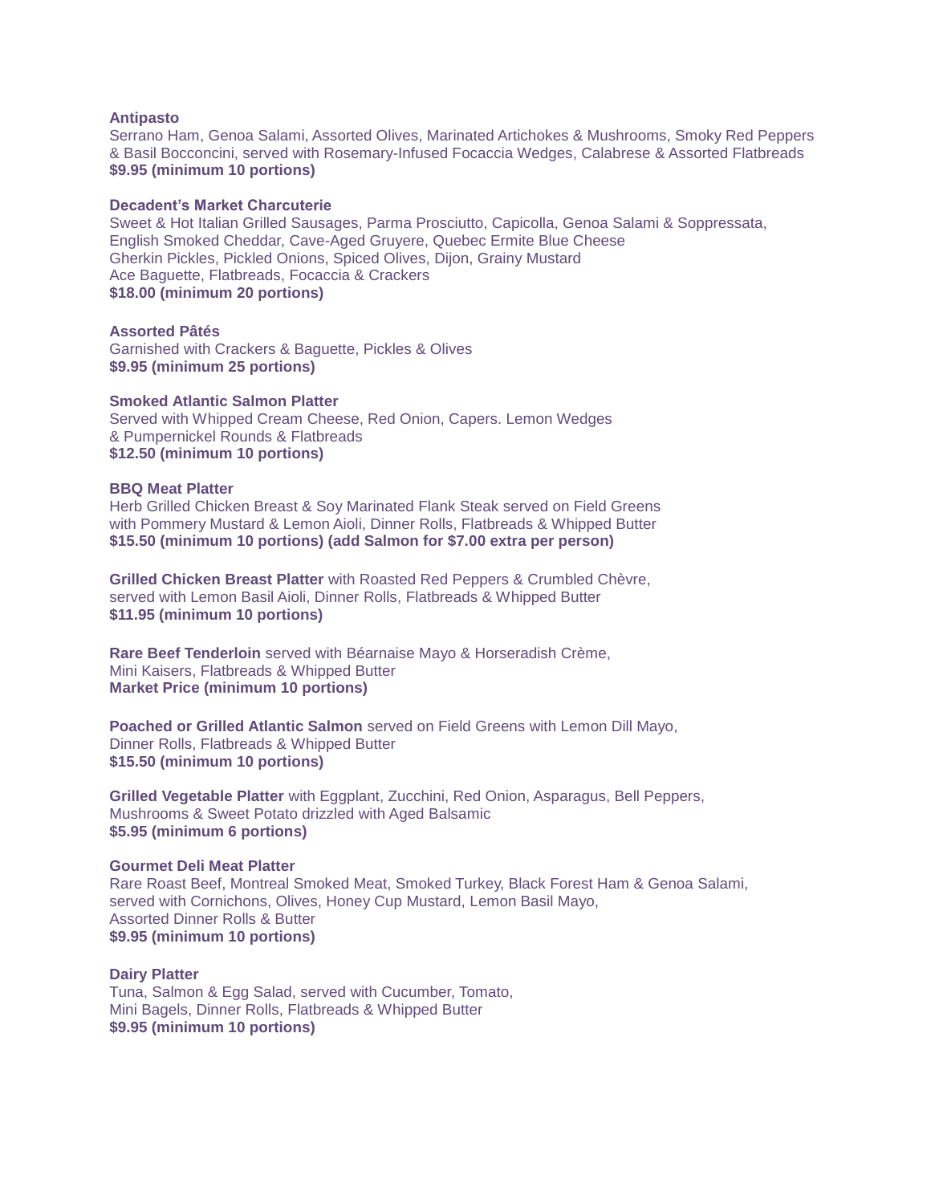**Antipasto**
Serrano Ham, Genoa Salami, Assorted Olives, Marinated Artichokes & Mushrooms, Smoky Red Peppers & Basil Bocconcini, served with Rosemary-Infused Focaccia Wedges, Calabrese & Assorted Flatbreads
**$9.95 (minimum 10 portions)**

**Decadent's Market Charcuterie**
Sweet & Hot Italian Grilled Sausages, Parma Prosciutto, Capicolla, Genoa Salami & Soppressata,
English Smoked Cheddar, Cave-Aged Gruyere, Quebec Ermite Blue Cheese
Gherkin Pickles, Pickled Onions, Spiced Olives, Dijon, Grainy Mustard
Ace Baguette, Flatbreads, Focaccia & Crackers
**$18.00 (minimum 20 portions)**

**Assorted Pâtés**
Garnished with Crackers & Baguette, Pickles & Olives
**$9.95 (minimum 25 portions)**

**Smoked Atlantic Salmon Platter**
Served with Whipped Cream Cheese, Red Onion, Capers. Lemon Wedges & Pumpernickel Rounds & Flatbreads
**$12.50 (minimum 10 portions)**

**BBQ Meat Platter**
Herb Grilled Chicken Breast & Soy Marinated Flank Steak served on Field Greens with Pommery Mustard & Lemon Aioli, Dinner Rolls, Flatbreads & Whipped Butter
**$15.50 (minimum 10 portions) (add Salmon for $7.00 extra per person)**

**Grilled Chicken Breast Platter** with Roasted Red Peppers & Crumbled Chèvre, served with Lemon Basil Aioli, Dinner Rolls, Flatbreads & Whipped Butter
**$11.95 (minimum 10 portions)**

**Rare Beef Tenderloin** served with Béarnaise Mayo & Horseradish Crème, Mini Kaisers, Flatbreads & Whipped Butter
**Market Price (minimum 10 portions)**

**Poached or Grilled Atlantic Salmon** served on Field Greens with Lemon Dill Mayo, Dinner Rolls, Flatbreads & Whipped Butter
**$15.50 (minimum 10 portions)**

**Grilled Vegetable Platter** with Eggplant, Zucchini, Red Onion, Asparagus, Bell Peppers, Mushrooms & Sweet Potato drizzled with Aged Balsamic
**$5.95 (minimum 6 portions)**

**Gourmet Deli Meat Platter**
Rare Roast Beef, Montreal Smoked Meat, Smoked Turkey, Black Forest Ham & Genoa Salami, served with Cornichons, Olives, Honey Cup Mustard, Lemon Basil Mayo, Assorted Dinner Rolls & Butter
**$9.95 (minimum 10 portions)**

**Dairy Platter**
Tuna, Salmon & Egg Salad, served with Cucumber, Tomato, Mini Bagels, Dinner Rolls, Flatbreads & Whipped Butter
**$9.95 (minimum 10 portions)**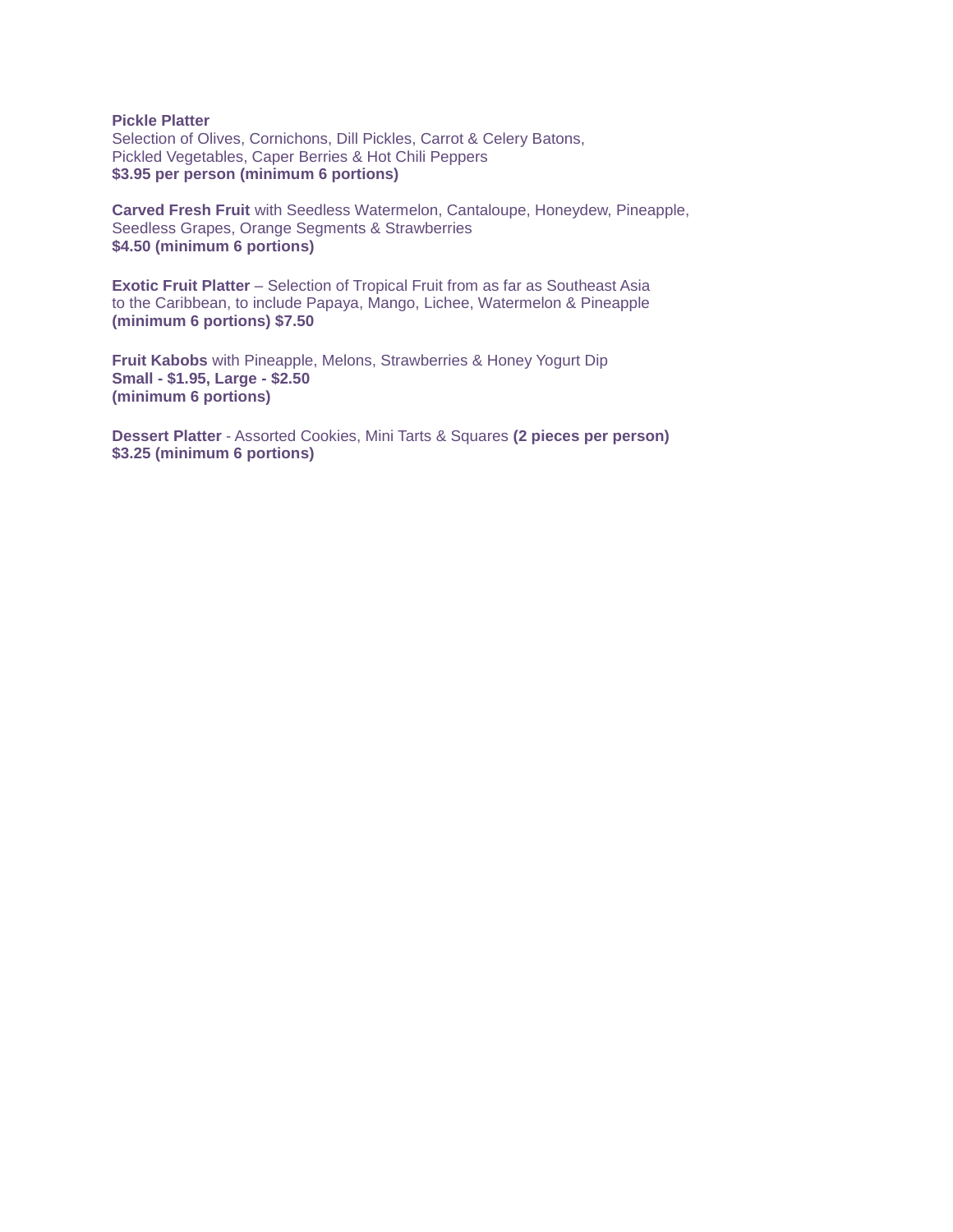**Pickle Platter**
Selection of Olives, Cornichons, Dill Pickles, Carrot & Celery Batons,
Pickled Vegetables, Caper Berries & Hot Chili Peppers
**$3.95 per person (minimum 6 portions)**

**Carved Fresh Fruit** with Seedless Watermelon, Cantaloupe, Honeydew, Pineapple,
Seedless Grapes, Orange Segments & Strawberries
**$4.50 (minimum 6 portions)**

**Exotic Fruit Platter** – Selection of Tropical Fruit from as far as Southeast Asia
to the Caribbean, to include Papaya, Mango, Lichee, Watermelon & Pineapple
**(minimum 6 portions) $7.50**

**Fruit Kabobs** with Pineapple, Melons, Strawberries & Honey Yogurt Dip
**Small - $1.95, Large - $2.50**
**(minimum 6 portions)**

**Dessert Platter** - Assorted Cookies, Mini Tarts & Squares **(2 pieces per person)**
**$3.25 (minimum 6 portions)**